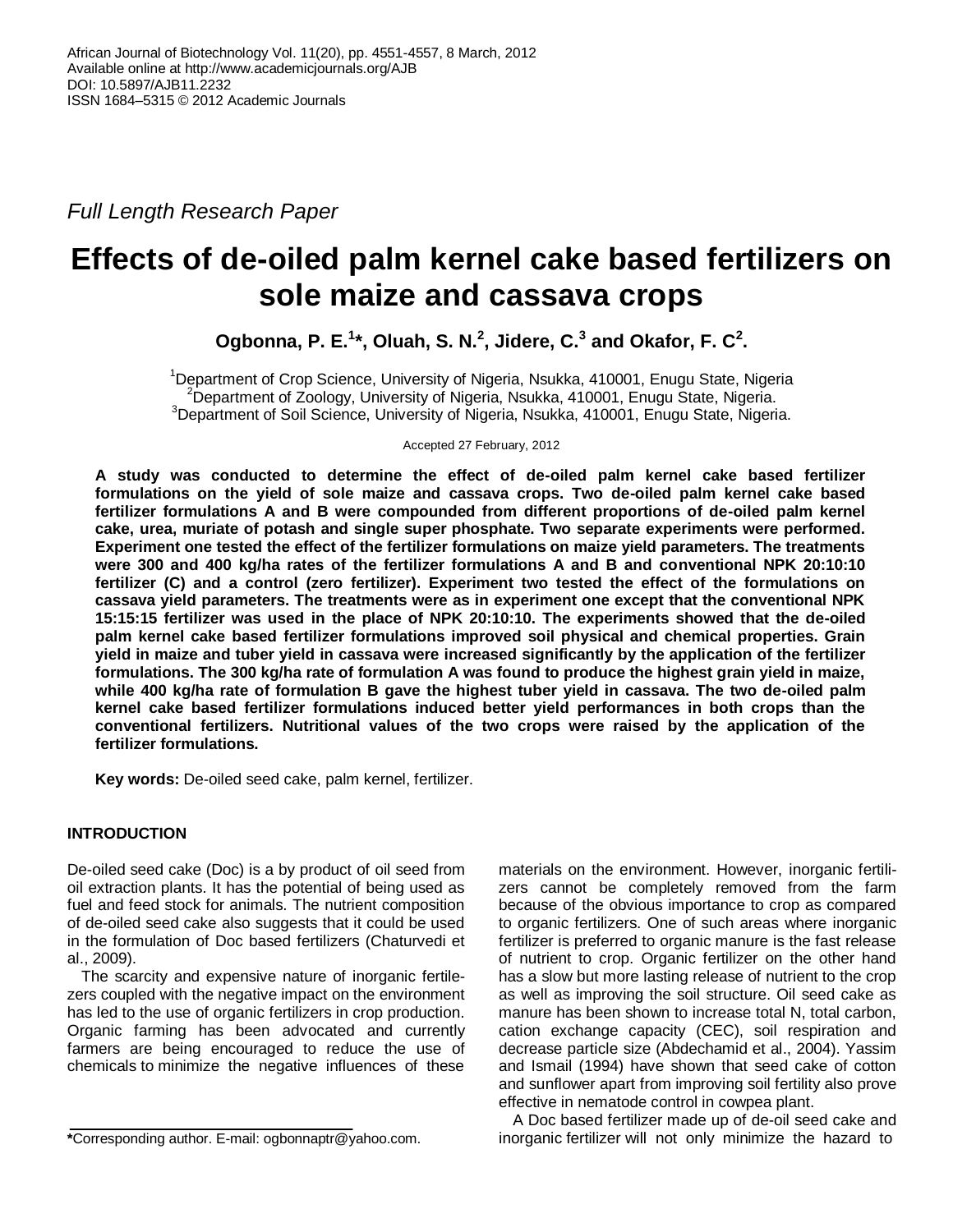*Full Length Research Paper*

# Effects of de-oiled palm kernel cake based fertilizers on sole maize and cassava crops

**Ogbonna, P. E.[1]*, Oluah, S. N.[2], Jidere, C.[3] and Okafor, F. C[2].**

[1]Department of Crop Science, University of Nigeria, Nsukka, 410001, Enugu State, Nigeria
[2]Department of Zoology, University of Nigeria, Nsukka, 410001, Enugu State, Nigeria.
[3]Department of Soil Science, University of Nigeria, Nsukka, 410001, Enugu State, Nigeria.

Accepted 27 February, 2012

**A study was conducted to determine the effect of de-oiled palm kernel cake based fertilizer formulations on the yield of sole maize and cassava crops. Two de-oiled palm kernel cake based fertilizer formulations A and B were compounded from different proportions of de-oiled palm kernel cake, urea, muriate of potash and single super phosphate. Two separate experiments were performed. Experiment one tested the effect of the fertilizer formulations on maize yield parameters. The treatments were 300 and 400 kg/ha rates of the fertilizer formulations A and B and conventional NPK 20:10:10 fertilizer (C) and a control (zero fertilizer). Experiment two tested the effect of the formulations on cassava yield parameters. The treatments were as in experiment one except that the conventional NPK 15:15:15 fertilizer was used in the place of NPK 20:10:10. The experiments showed that the de-oiled palm kernel cake based fertilizer formulations improved soil physical and chemical properties. Grain yield in maize and tuber yield in cassava were increased significantly by the application of the fertilizer formulations. The 300 kg/ha rate of formulation A was found to produce the highest grain yield in maize, while 400 kg/ha rate of formulation B gave the highest tuber yield in cassava. The two de-oiled palm kernel cake based fertilizer formulations induced better yield performances in both crops than the conventional fertilizers. Nutritional values of the two crops were raised by the application of the fertilizer formulations.**

**Key words:** De-oiled seed cake, palm kernel, fertilizer.

## INTRODUCTION

De-oiled seed cake (Doc) is a by product of oil seed from oil extraction plants. It has the potential of being used as fuel and feed stock for animals. The nutrient composition of de-oiled seed cake also suggests that it could be used in the formulation of Doc based fertilizers (Chaturvedi et al., 2009).

The scarcity and expensive nature of inorganic fertilezers coupled with the negative impact on the environment has led to the use of organic fertilizers in crop production. Organic farming has been advocated and currently farmers are being encouraged to reduce the use of chemicals to minimize the negative influences of these materials on the environment. However, inorganic fertilizers cannot be completely removed from the farm because of the obvious importance to crop as compared to organic fertilizers. One of such areas where inorganic fertilizer is preferred to organic manure is the fast release of nutrient to crop. Organic fertilizer on the other hand has a slow but more lasting release of nutrient to the crop as well as improving the soil structure. Oil seed cake as manure has been shown to increase total N, total carbon, cation exchange capacity (CEC), soil respiration and decrease particle size (Abdechamid et al., 2004). Yassim and Ismail (1994) have shown that seed cake of cotton and sunflower apart from improving soil fertility also prove effective in nematode control in cowpea plant.

A Doc based fertilizer made up of de-oil seed cake and inorganic fertilizer will not only minimize the hazard to

*Corresponding author. E-mail: ogbonnaptr@yahoo.com.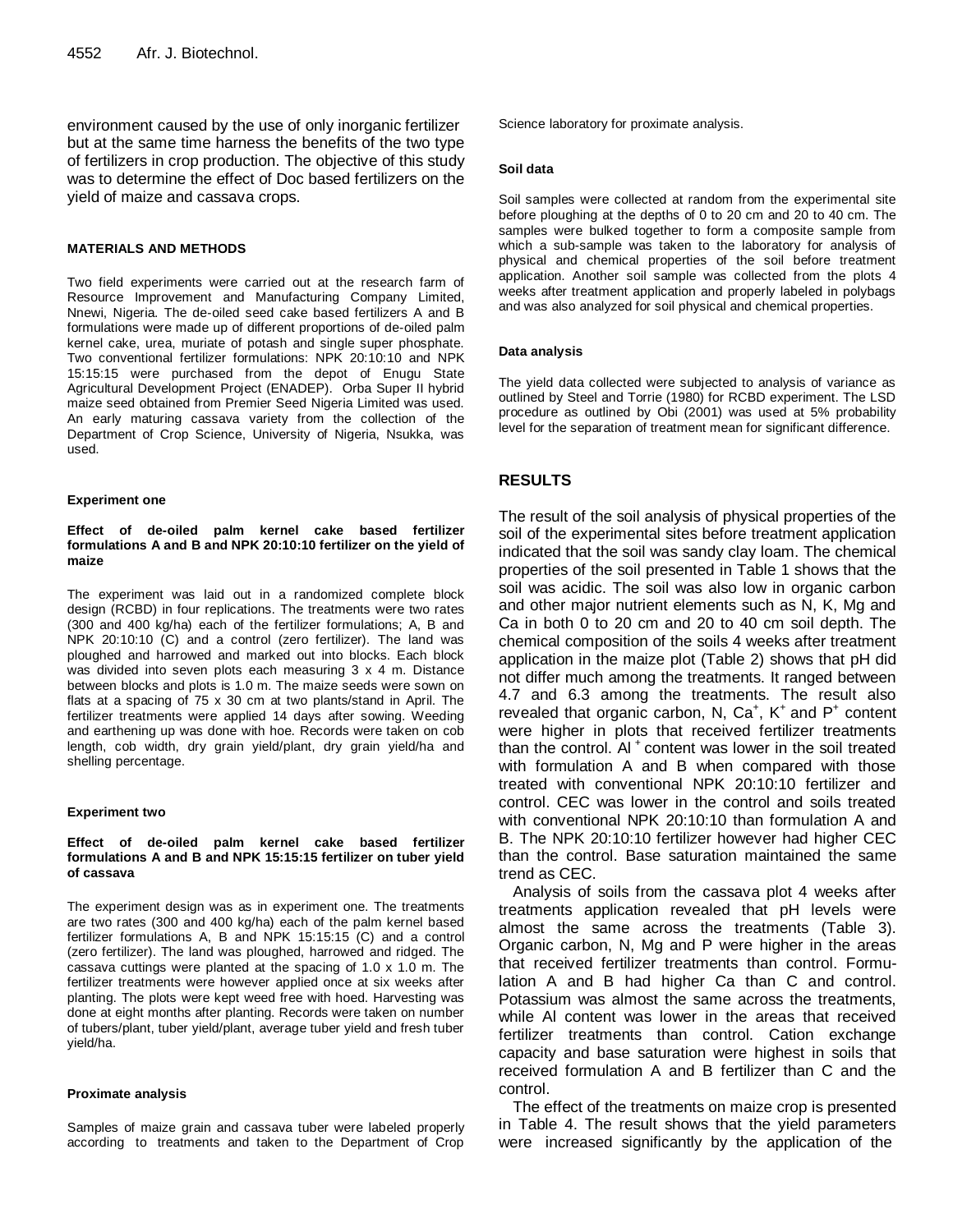environment caused by the use of only inorganic fertilizer but at the same time harness the benefits of the two type of fertilizers in crop production. The objective of this study was to determine the effect of Doc based fertilizers on the yield of maize and cassava crops.

## MATERIALS AND METHODS

Two field experiments were carried out at the research farm of Resource Improvement and Manufacturing Company Limited, Nnewi, Nigeria. The de-oiled seed cake based fertilizers A and B formulations were made up of different proportions of de-oiled palm kernel cake, urea, muriate of potash and single super phosphate. Two conventional fertilizer formulations: NPK 20:10:10 and NPK 15:15:15 were purchased from the depot of Enugu State Agricultural Development Project (ENADEP). Orba Super II hybrid maize seed obtained from Premier Seed Nigeria Limited was used. An early maturing cassava variety from the collection of the Department of Crop Science, University of Nigeria, Nsukka, was used.

### Experiment one

#### Effect of de-oiled palm kernel cake based fertilizer formulations A and B and NPK 20:10:10 fertilizer on the yield of maize

The experiment was laid out in a randomized complete block design (RCBD) in four replications. The treatments were two rates (300 and 400 kg/ha) each of the fertilizer formulations; A, B and NPK 20:10:10 (C) and a control (zero fertilizer). The land was ploughed and harrowed and marked out into blocks. Each block was divided into seven plots each measuring 3 x 4 m. Distance between blocks and plots is 1.0 m. The maize seeds were sown on flats at a spacing of 75 x 30 cm at two plants/stand in April. The fertilizer treatments were applied 14 days after sowing. Weeding and earthening up was done with hoe. Records were taken on cob length, cob width, dry grain yield/plant, dry grain yield/ha and shelling percentage.

### Experiment two

#### Effect of de-oiled palm kernel cake based fertilizer formulations A and B and NPK 15:15:15 fertilizer on tuber yield of cassava

The experiment design was as in experiment one. The treatments are two rates (300 and 400 kg/ha) each of the palm kernel based fertilizer formulations A, B and NPK 15:15:15 (C) and a control (zero fertilizer). The land was ploughed, harrowed and ridged. The cassava cuttings were planted at the spacing of 1.0 x 1.0 m. The fertilizer treatments were however applied once at six weeks after planting. The plots were kept weed free with hoed. Harvesting was done at eight months after planting. Records were taken on number of tubers/plant, tuber yield/plant, average tuber yield and fresh tuber yield/ha.

### Proximate analysis

Samples of maize grain and cassava tuber were labeled properly according to treatments and taken to the Department of Crop Science laboratory for proximate analysis.

### Soil data

Soil samples were collected at random from the experimental site before ploughing at the depths of 0 to 20 cm and 20 to 40 cm. The samples were bulked together to form a composite sample from which a sub-sample was taken to the laboratory for analysis of physical and chemical properties of the soil before treatment application. Another soil sample was collected from the plots 4 weeks after treatment application and properly labeled in polybags and was also analyzed for soil physical and chemical properties.

### Data analysis

The yield data collected were subjected to analysis of variance as outlined by Steel and Torrie (1980) for RCBD experiment. The LSD procedure as outlined by Obi (2001) was used at 5% probability level for the separation of treatment mean for significant difference.

## RESULTS

The result of the soil analysis of physical properties of the soil of the experimental sites before treatment application indicated that the soil was sandy clay loam. The chemical properties of the soil presented in Table 1 shows that the soil was acidic. The soil was also low in organic carbon and other major nutrient elements such as N, K, Mg and Ca in both 0 to 20 cm and 20 to 40 cm soil depth. The chemical composition of the soils 4 weeks after treatment application in the maize plot (Table 2) shows that pH did not differ much among the treatments. It ranged between 4.7 and 6.3 among the treatments. The result also revealed that organic carbon, N, $Ca^{+}$, $K^{+}$ and $P^{+}$ content were higher in plots that received fertilizer treatments than the control. $Al^{+}$ content was lower in the soil treated with formulation A and B when compared with those treated with conventional NPK 20:10:10 fertilizer and control. CEC was lower in the control and soils treated with conventional NPK 20:10:10 than formulation A and B. The NPK 20:10:10 fertilizer however had higher CEC than the control. Base saturation maintained the same trend as CEC.

Analysis of soils from the cassava plot 4 weeks after treatments application revealed that pH levels were almost the same across the treatments (Table 3). Organic carbon, N, Mg and P were higher in the areas that received fertilizer treatments than control. Formulation A and B had higher Ca than C and control. Potassium was almost the same across the treatments, while Al content was lower in the areas that received fertilizer treatments than control. Cation exchange capacity and base saturation were highest in soils that received formulation A and B fertilizer than C and the control.

The effect of the treatments on maize crop is presented in Table 4. The result shows that the yield parameters were increased significantly by the application of the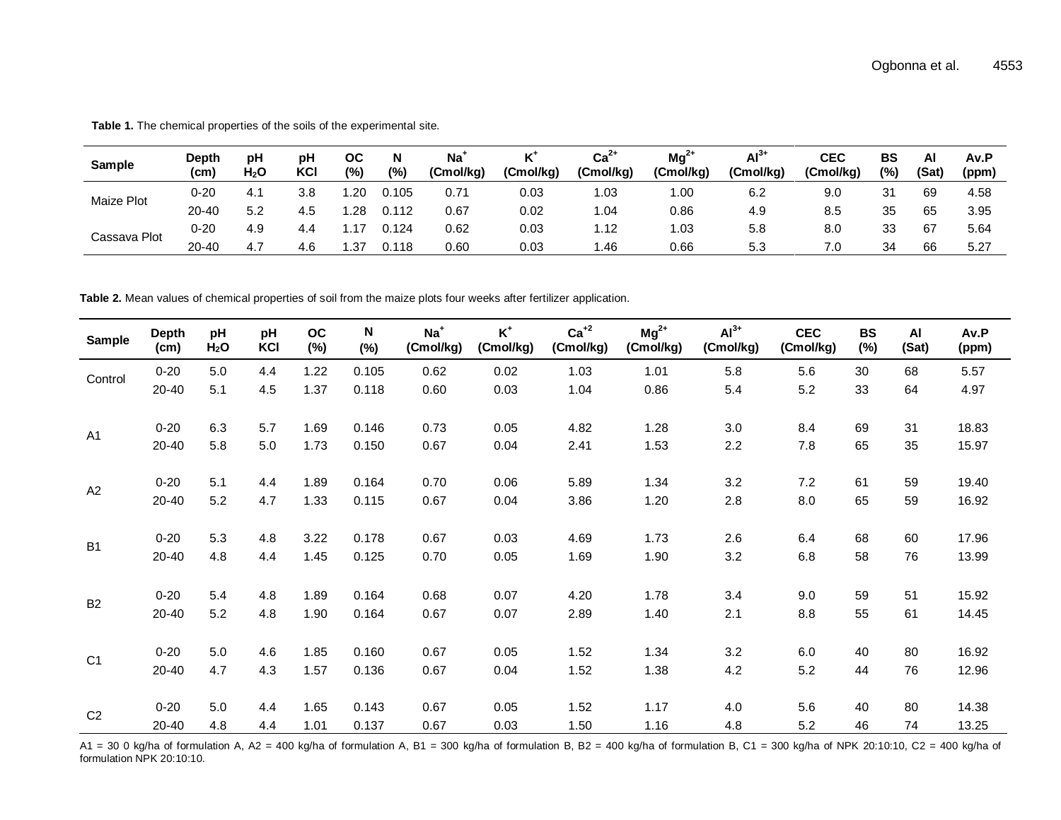**Table 1.** The chemical properties of the soils of the experimental site.

| Sample | Depth (cm) | pH $H_2O$ | pH KCl | OC (%) | N (%) | $Na^+$ (Cmol/kg) | $K^+$ (Cmol/kg) | $Ca^{2+}$ (Cmol/kg) | $Mg^{2+}$ (Cmol/kg) | $Al^{3+}$ (Cmol/kg) | CEC (Cmol/kg) | BS (%) | Al (Sat) | Av.P (ppm) |
|---|---|---|---|---|---|---|---|---|---|---|---|---|---|---|
| Maize Plot | 0-20 | 4.1 | 3.8 | 1.20 | 0.105 | 0.71 | 0.03 | 1.03 | 1.00 | 6.2 | 9.0 | 31 | 69 | 4.58 |
| | 20-40 | 5.2 | 4.5 | 1.28 | 0.112 | 0.67 | 0.02 | 1.04 | 0.86 | 4.9 | 8.5 | 35 | 65 | 3.95 |
| Cassava Plot | 0-20 | 4.9 | 4.4 | 1.17 | 0.124 | 0.62 | 0.03 | 1.12 | 1.03 | 5.8 | 8.0 | 33 | 67 | 5.64 |
| | 20-40 | 4.7 | 4.6 | 1.37 | 0.118 | 0.60 | 0.03 | 1.46 | 0.66 | 5.3 | 7.0 | 34 | 66 | 5.27 |

**Table 2.** Mean values of chemical properties of soil from the maize plots four weeks after fertilizer application.

| Sample | Depth (cm) | pH $H_2O$ | pH KCl | OC (%) | N (%) | $Na^+$ (Cmol/kg) | $K^+$ (Cmol/kg) | $Ca^{+2}$ (Cmol/kg) | $Mg^{2+}$ (Cmol/kg) | $Al^{3+}$ (Cmol/kg) | CEC (Cmol/kg) | BS (%) | Al (Sat) | Av.P (ppm) |
|---|---|---|---|---|---|---|---|---|---|---|---|---|---|---|
| Control | 0-20 | 5.0 | 4.4 | 1.22 | 0.105 | 0.62 | 0.02 | 1.03 | 1.01 | 5.8 | 5.6 | 30 | 68 | 5.57 |
| | 20-40 | 5.1 | 4.5 | 1.37 | 0.118 | 0.60 | 0.03 | 1.04 | 0.86 | 5.4 | 5.2 | 33 | 64 | 4.97 |
| A1 | 0-20 | 6.3 | 5.7 | 1.69 | 0.146 | 0.73 | 0.05 | 4.82 | 1.28 | 3.0 | 8.4 | 69 | 31 | 18.83 |
| | 20-40 | 5.8 | 5.0 | 1.73 | 0.150 | 0.67 | 0.04 | 2.41 | 1.53 | 2.2 | 7.8 | 65 | 35 | 15.97 |
| A2 | 0-20 | 5.1 | 4.4 | 1.89 | 0.164 | 0.70 | 0.06 | 5.89 | 1.34 | 3.2 | 7.2 | 61 | 59 | 19.40 |
| | 20-40 | 5.2 | 4.7 | 1.33 | 0.115 | 0.67 | 0.04 | 3.86 | 1.20 | 2.8 | 8.0 | 65 | 59 | 16.92 |
| B1 | 0-20 | 5.3 | 4.8 | 3.22 | 0.178 | 0.67 | 0.03 | 4.69 | 1.73 | 2.6 | 6.4 | 68 | 60 | 17.96 |
| | 20-40 | 4.8 | 4.4 | 1.45 | 0.125 | 0.70 | 0.05 | 1.69 | 1.90 | 3.2 | 6.8 | 58 | 76 | 13.99 |
| B2 | 0-20 | 5.4 | 4.8 | 1.89 | 0.164 | 0.68 | 0.07 | 4.20 | 1.78 | 3.4 | 9.0 | 59 | 51 | 15.92 |
| | 20-40 | 5.2 | 4.8 | 1.90 | 0.164 | 0.67 | 0.07 | 2.89 | 1.40 | 2.1 | 8.8 | 55 | 61 | 14.45 |
| C1 | 0-20 | 5.0 | 4.6 | 1.85 | 0.160 | 0.67 | 0.05 | 1.52 | 1.34 | 3.2 | 6.0 | 40 | 80 | 16.92 |
| | 20-40 | 4.7 | 4.3 | 1.57 | 0.136 | 0.67 | 0.04 | 1.52 | 1.38 | 4.2 | 5.2 | 44 | 76 | 12.96 |
| C2 | 0-20 | 5.0 | 4.4 | 1.65 | 0.143 | 0.67 | 0.05 | 1.52 | 1.17 | 4.0 | 5.6 | 40 | 80 | 14.38 |
| | 20-40 | 4.8 | 4.4 | 1.01 | 0.137 | 0.67 | 0.03 | 1.50 | 1.16 | 4.8 | 5.2 | 46 | 74 | 13.25 |

A1 = 30 0 kg/ha of formulation A, A2 = 400 kg/ha of formulation A, B1 = 300 kg/ha of formulation B, B2 = 400 kg/ha of formulation B, C1 = 300 kg/ha of NPK 20:10:10, C2 = 400 kg/ha of formulation NPK 20:10:10.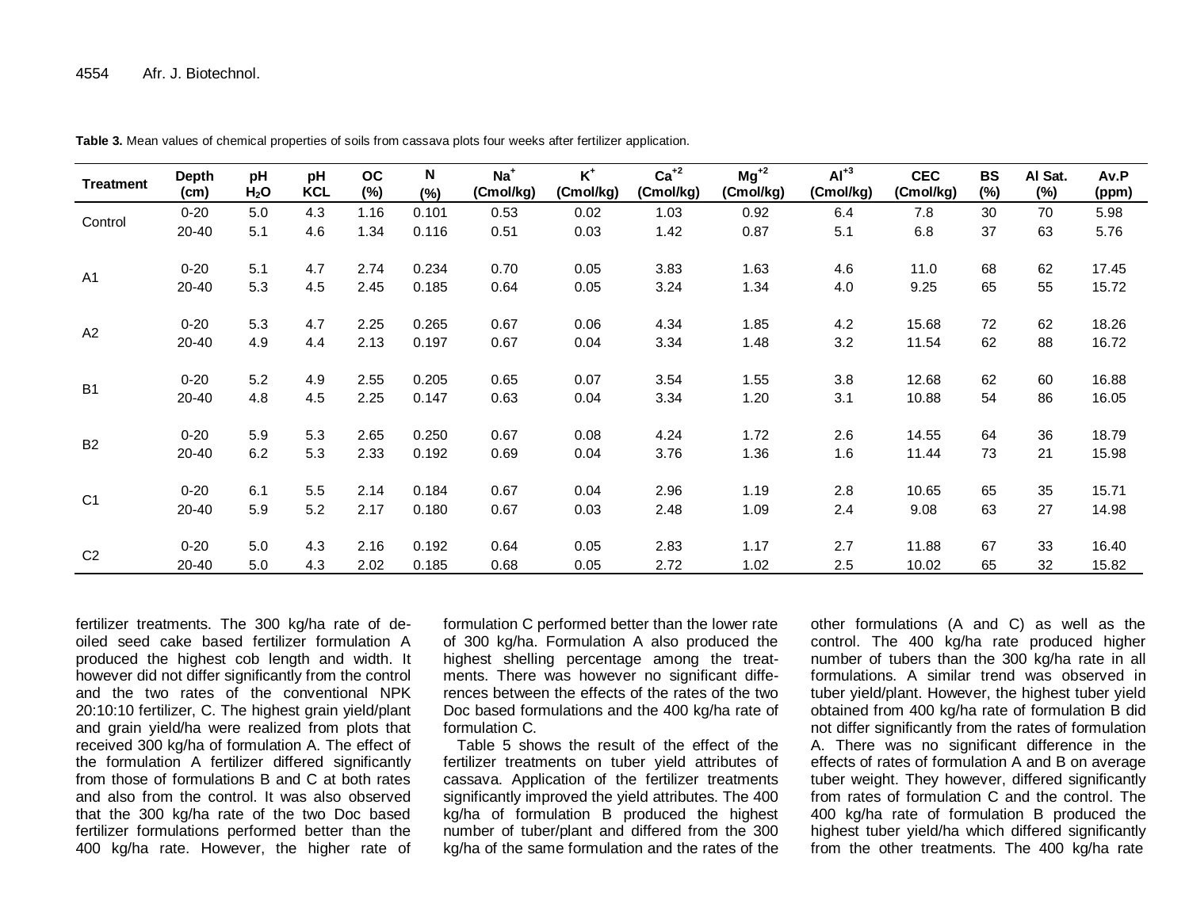**Table 3.** Mean values of chemical properties of soils from cassava plots four weeks after fertilizer application.

| Treatment | Depth (cm) | pH $H_2O$ | pH KCL | OC (%) | N (%) | $Na^+$ (Cmol/kg) | $K^+$ (Cmol/kg) | $Ca^{+2}$ (Cmol/kg) | $Mg^{+2}$ (Cmol/kg) | $Al^{+3}$ (Cmol/kg) | CEC (Cmol/kg) | BS (%) | Al Sat. (%) | Av.P (ppm) |
|---|---|---|---|---|---|---|---|---|---|---|---|---|---|---|
| Control | 0-20 | 5.0 | 4.3 | 1.16 | 0.101 | 0.53 | 0.02 | 1.03 | 0.92 | 6.4 | 7.8 | 30 | 70 | 5.98 |
| | 20-40 | 5.1 | 4.6 | 1.34 | 0.116 | 0.51 | 0.03 | 1.42 | 0.87 | 5.1 | 6.8 | 37 | 63 | 5.76 |
| A1 | 0-20 | 5.1 | 4.7 | 2.74 | 0.234 | 0.70 | 0.05 | 3.83 | 1.63 | 4.6 | 11.0 | 68 | 62 | 17.45 |
| | 20-40 | 5.3 | 4.5 | 2.45 | 0.185 | 0.64 | 0.05 | 3.24 | 1.34 | 4.0 | 9.25 | 65 | 55 | 15.72 |
| A2 | 0-20 | 5.3 | 4.7 | 2.25 | 0.265 | 0.67 | 0.06 | 4.34 | 1.85 | 4.2 | 15.68 | 72 | 62 | 18.26 |
| | 20-40 | 4.9 | 4.4 | 2.13 | 0.197 | 0.67 | 0.04 | 3.34 | 1.48 | 3.2 | 11.54 | 62 | 88 | 16.72 |
| B1 | 0-20 | 5.2 | 4.9 | 2.55 | 0.205 | 0.65 | 0.07 | 3.54 | 1.55 | 3.8 | 12.68 | 62 | 60 | 16.88 |
| | 20-40 | 4.8 | 4.5 | 2.25 | 0.147 | 0.63 | 0.04 | 3.34 | 1.20 | 3.1 | 10.88 | 54 | 86 | 16.05 |
| B2 | 0-20 | 5.9 | 5.3 | 2.65 | 0.250 | 0.67 | 0.08 | 4.24 | 1.72 | 2.6 | 14.55 | 64 | 36 | 18.79 |
| | 20-40 | 6.2 | 5.3 | 2.33 | 0.192 | 0.69 | 0.04 | 3.76 | 1.36 | 1.6 | 11.44 | 73 | 21 | 15.98 |
| C1 | 0-20 | 6.1 | 5.5 | 2.14 | 0.184 | 0.67 | 0.04 | 2.96 | 1.19 | 2.8 | 10.65 | 65 | 35 | 15.71 |
| | 20-40 | 5.9 | 5.2 | 2.17 | 0.180 | 0.67 | 0.03 | 2.48 | 1.09 | 2.4 | 9.08 | 63 | 27 | 14.98 |
| C2 | 0-20 | 5.0 | 4.3 | 2.16 | 0.192 | 0.64 | 0.05 | 2.83 | 1.17 | 2.7 | 11.88 | 67 | 33 | 16.40 |
| | 20-40 | 5.0 | 4.3 | 2.02 | 0.185 | 0.68 | 0.05 | 2.72 | 1.02 | 2.5 | 10.02 | 65 | 32 | 15.82 |

fertilizer treatments. The 300 kg/ha rate of de-oiled seed cake based fertilizer formulation A produced the highest cob length and width. It however did not differ significantly from the control and the two rates of the conventional NPK 20:10:10 fertilizer, C. The highest grain yield/plant and grain yield/ha were realized from plots that received 300 kg/ha of formulation A. The effect of the formulation A fertilizer differed significantly from those of formulations B and C at both rates and also from the control. It was also observed that the 300 kg/ha rate of the two Doc based fertilizer formulations performed better than the 400 kg/ha rate. However, the higher rate of formulation C performed better than the lower rate of 300 kg/ha. Formulation A also produced the highest shelling percentage among the treatments. There was however no significant differences between the effects of the rates of the two Doc based formulations and the 400 kg/ha rate of formulation C.

Table 5 shows the result of the effect of the fertilizer treatments on tuber yield attributes of cassava. Application of the fertilizer treatments significantly improved the yield attributes. The 400 kg/ha of formulation B produced the highest number of tuber/plant and differed from the 300 kg/ha of the same formulation and the rates of the other formulations (A and C) as well as the control. The 400 kg/ha rate produced higher number of tubers than the 300 kg/ha rate in all formulations. A similar trend was observed in tuber yield/plant. However, the highest tuber yield obtained from 400 kg/ha rate of formulation B did not differ significantly from the rates of formulation A. There was no significant difference in the effects of rates of formulation A and B on average tuber weight. They however, differed significantly from rates of formulation C and the control. The 400 kg/ha rate of formulation B produced the highest tuber yield/ha which differed significantly from the other treatments. The 400 kg/ha rate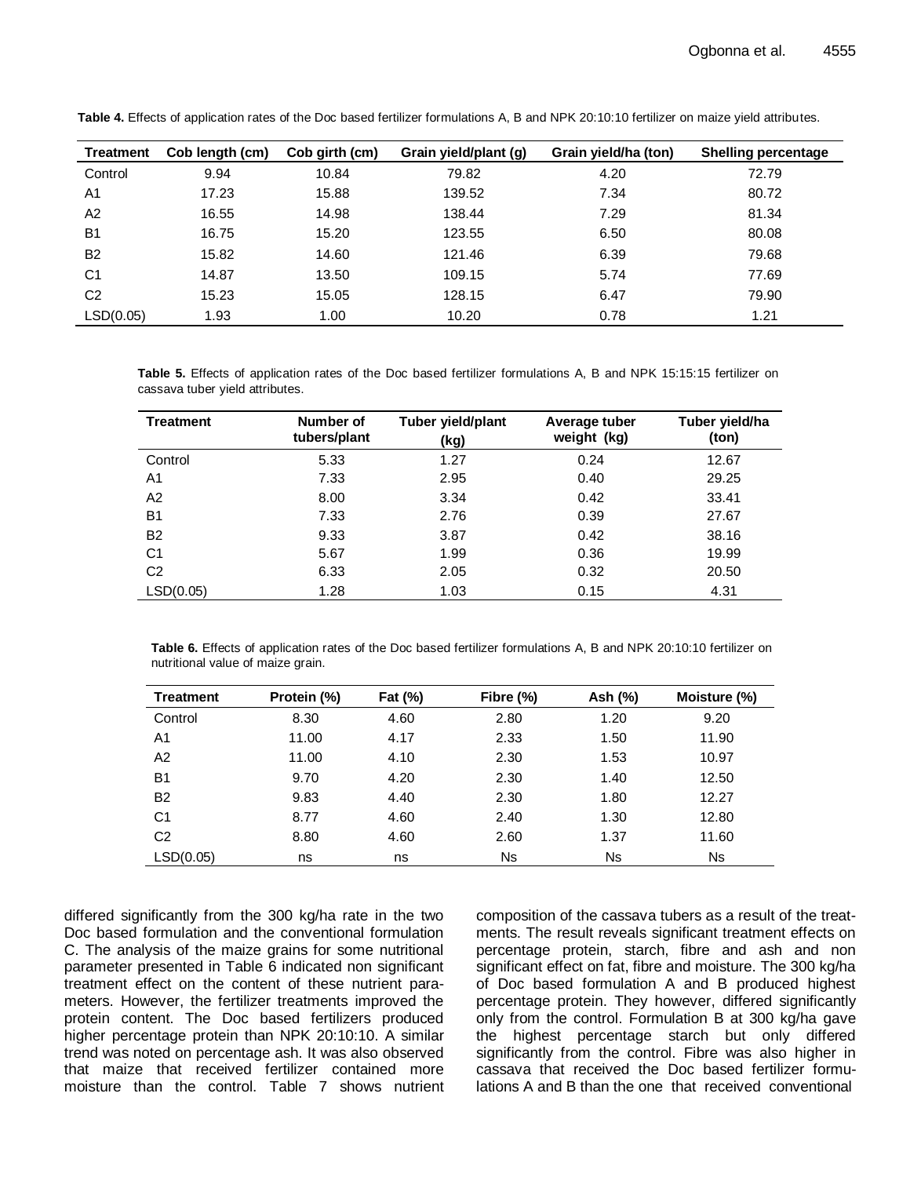**Table 4.** Effects of application rates of the Doc based fertilizer formulations A, B and NPK 20:10:10 fertilizer on maize yield attributes.

| Treatment | Cob length (cm) | Cob girth (cm) | Grain yield/plant (g) | Grain yield/ha (ton) | Shelling percentage |
|---|---|---|---|---|---|
| Control | 9.94 | 10.84 | 79.82 | 4.20 | 72.79 |
| A1 | 17.23 | 15.88 | 139.52 | 7.34 | 80.72 |
| A2 | 16.55 | 14.98 | 138.44 | 7.29 | 81.34 |
| B1 | 16.75 | 15.20 | 123.55 | 6.50 | 80.08 |
| B2 | 15.82 | 14.60 | 121.46 | 6.39 | 79.68 |
| C1 | 14.87 | 13.50 | 109.15 | 5.74 | 77.69 |
| C2 | 15.23 | 15.05 | 128.15 | 6.47 | 79.90 |
| LSD(0.05) | 1.93 | 1.00 | 10.20 | 0.78 | 1.21 |

**Table 5.** Effects of application rates of the Doc based fertilizer formulations A, B and NPK 15:15:15 fertilizer on cassava tuber yield attributes.

| Treatment | Number of tubers/plant | Tuber yield/plant (kg) | Average tuber weight (kg) | Tuber yield/ha (ton) |
|---|---|---|---|---|
| Control | 5.33 | 1.27 | 0.24 | 12.67 |
| A1 | 7.33 | 2.95 | 0.40 | 29.25 |
| A2 | 8.00 | 3.34 | 0.42 | 33.41 |
| B1 | 7.33 | 2.76 | 0.39 | 27.67 |
| B2 | 9.33 | 3.87 | 0.42 | 38.16 |
| C1 | 5.67 | 1.99 | 0.36 | 19.99 |
| C2 | 6.33 | 2.05 | 0.32 | 20.50 |
| LSD(0.05) | 1.28 | 1.03 | 0.15 | 4.31 |

**Table 6.** Effects of application rates of the Doc based fertilizer formulations A, B and NPK 20:10:10 fertilizer on nutritional value of maize grain.

| Treatment | Protein (%) | Fat (%) | Fibre (%) | Ash (%) | Moisture (%) |
|---|---|---|---|---|---|
| Control | 8.30 | 4.60 | 2.80 | 1.20 | 9.20 |
| A1 | 11.00 | 4.17 | 2.33 | 1.50 | 11.90 |
| A2 | 11.00 | 4.10 | 2.30 | 1.53 | 10.97 |
| B1 | 9.70 | 4.20 | 2.30 | 1.40 | 12.50 |
| B2 | 9.83 | 4.40 | 2.30 | 1.80 | 12.27 |
| C1 | 8.77 | 4.60 | 2.40 | 1.30 | 12.80 |
| C2 | 8.80 | 4.60 | 2.60 | 1.37 | 11.60 |
| LSD(0.05) | ns | ns | Ns | Ns | Ns |

differed significantly from the 300 kg/ha rate in the two Doc based formulation and the conventional formulation C. The analysis of the maize grains for some nutritional parameter presented in Table 6 indicated non significant treatment effect on the content of these nutrient parameters. However, the fertilizer treatments improved the protein content. The Doc based fertilizers produced higher percentage protein than NPK 20:10:10. A similar trend was noted on percentage ash. It was also observed that maize that received fertilizer contained more moisture than the control. Table 7 shows nutrient composition of the cassava tubers as a result of the treatments. The result reveals significant treatment effects on percentage protein, starch, fibre and ash and non significant effect on fat, fibre and moisture. The 300 kg/ha of Doc based formulation A and B produced highest percentage protein. They however, differed significantly only from the control. Formulation B at 300 kg/ha gave the highest percentage starch but only differed significantly from the control. Fibre was also higher in cassava that received the Doc based fertilizer formulations A and B than the one that received conventional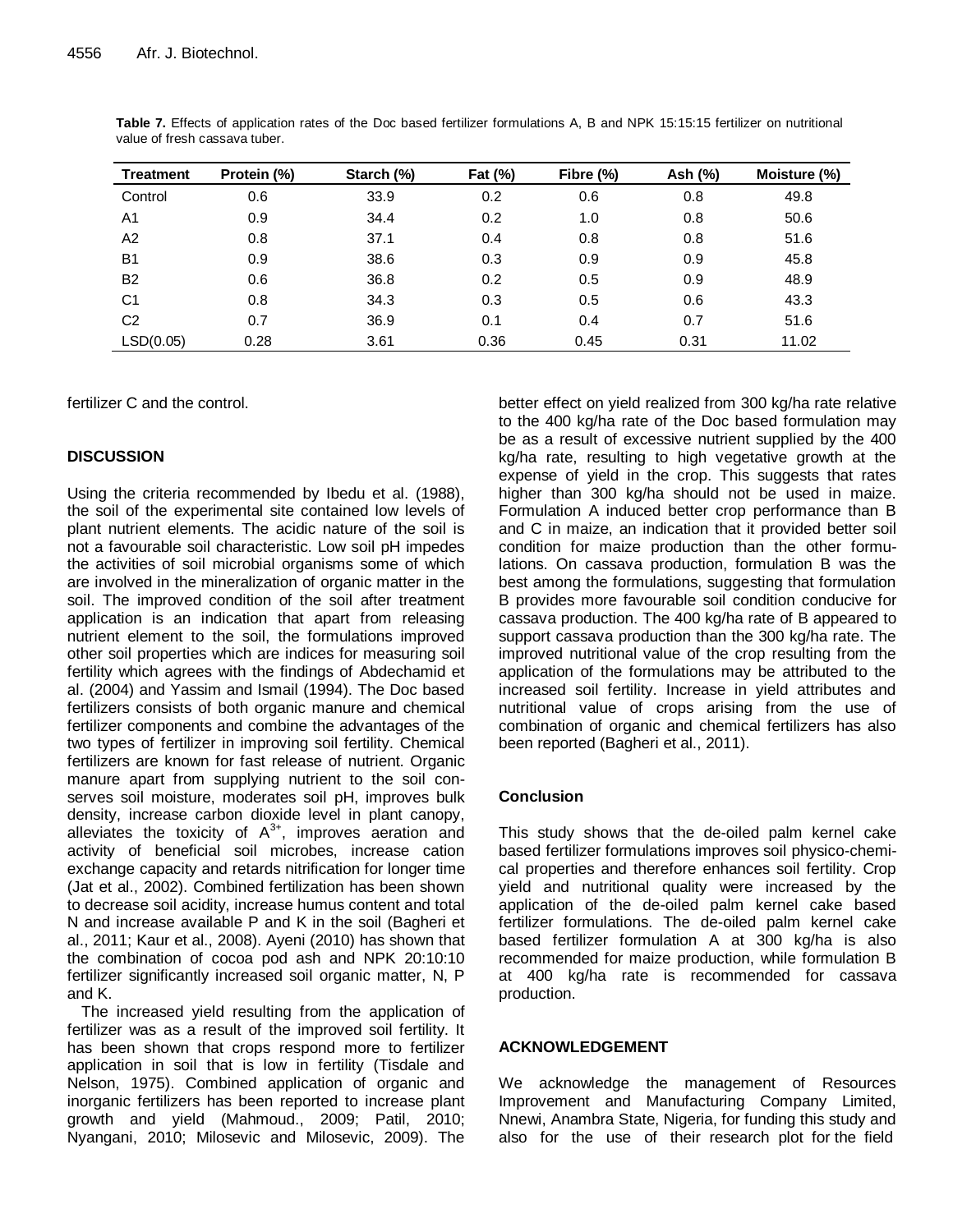**Table 7.** Effects of application rates of the Doc based fertilizer formulations A, B and NPK 15:15:15 fertilizer on nutritional value of fresh cassava tuber.

| Treatment | Protein (%) | Starch (%) | Fat (%) | Fibre (%) | Ash (%) | Moisture (%) |
|---|---|---|---|---|---|---|
| Control | 0.6 | 33.9 | 0.2 | 0.6 | 0.8 | 49.8 |
| A1 | 0.9 | 34.4 | 0.2 | 1.0 | 0.8 | 50.6 |
| A2 | 0.8 | 37.1 | 0.4 | 0.8 | 0.8 | 51.6 |
| B1 | 0.9 | 38.6 | 0.3 | 0.9 | 0.9 | 45.8 |
| B2 | 0.6 | 36.8 | 0.2 | 0.5 | 0.9 | 48.9 |
| C1 | 0.8 | 34.3 | 0.3 | 0.5 | 0.6 | 43.3 |
| C2 | 0.7 | 36.9 | 0.1 | 0.4 | 0.7 | 51.6 |
| LSD(0.05) | 0.28 | 3.61 | 0.36 | 0.45 | 0.31 | 11.02 |

fertilizer C and the control.

## DISCUSSION

Using the criteria recommended by Ibedu et al. (1988), the soil of the experimental site contained low levels of plant nutrient elements. The acidic nature of the soil is not a favourable soil characteristic. Low soil pH impedes the activities of soil microbial organisms some of which are involved in the mineralization of organic matter in the soil. The improved condition of the soil after treatment application is an indication that apart from releasing nutrient element to the soil, the formulations improved other soil properties which are indices for measuring soil fertility which agrees with the findings of Abdechamid et al. (2004) and Yassim and Ismail (1994). The Doc based fertilizers consists of both organic manure and chemical fertilizer components and combine the advantages of the two types of fertilizer in improving soil fertility. Chemical fertilizers are known for fast release of nutrient. Organic manure apart from supplying nutrient to the soil conserves soil moisture, moderates soil pH, improves bulk density, increase carbon dioxide level in plant canopy, alleviates the toxicity of $A^{3+}$, improves aeration and activity of beneficial soil microbes, increase cation exchange capacity and retards nitrification for longer time (Jat et al., 2002). Combined fertilization has been shown to decrease soil acidity, increase humus content and total N and increase available P and K in the soil (Bagheri et al., 2011; Kaur et al., 2008). Ayeni (2010) has shown that the combination of cocoa pod ash and NPK 20:10:10 fertilizer significantly increased soil organic matter, N, P and K.

The increased yield resulting from the application of fertilizer was as a result of the improved soil fertility. It has been shown that crops respond more to fertilizer application in soil that is low in fertility (Tisdale and Nelson, 1975). Combined application of organic and inorganic fertilizers has been reported to increase plant growth and yield (Mahmoud., 2009; Patil, 2010; Nyangani, 2010; Milosevic and Milosevic, 2009). The better effect on yield realized from 300 kg/ha rate relative to the 400 kg/ha rate of the Doc based formulation may be as a result of excessive nutrient supplied by the 400 kg/ha rate, resulting to high vegetative growth at the expense of yield in the crop. This suggests that rates higher than 300 kg/ha should not be used in maize. Formulation A induced better crop performance than B and C in maize, an indication that it provided better soil condition for maize production than the other formulations. On cassava production, formulation B was the best among the formulations, suggesting that formulation B provides more favourable soil condition conducive for cassava production. The 400 kg/ha rate of B appeared to support cassava production than the 300 kg/ha rate. The improved nutritional value of the crop resulting from the application of the formulations may be attributed to the increased soil fertility. Increase in yield attributes and nutritional value of crops arising from the use of combination of organic and chemical fertilizers has also been reported (Bagheri et al., 2011).

### Conclusion

This study shows that the de-oiled palm kernel cake based fertilizer formulations improves soil physico-chemical properties and therefore enhances soil fertility. Crop yield and nutritional quality were increased by the application of the de-oiled palm kernel cake based fertilizer formulations. The de-oiled palm kernel cake based fertilizer formulation A at 300 kg/ha is also recommended for maize production, while formulation B at 400 kg/ha rate is recommended for cassava production.

## ACKNOWLEDGEMENT

We acknowledge the management of Resources Improvement and Manufacturing Company Limited, Nnewi, Anambra State, Nigeria, for funding this study and also for the use of their research plot for the field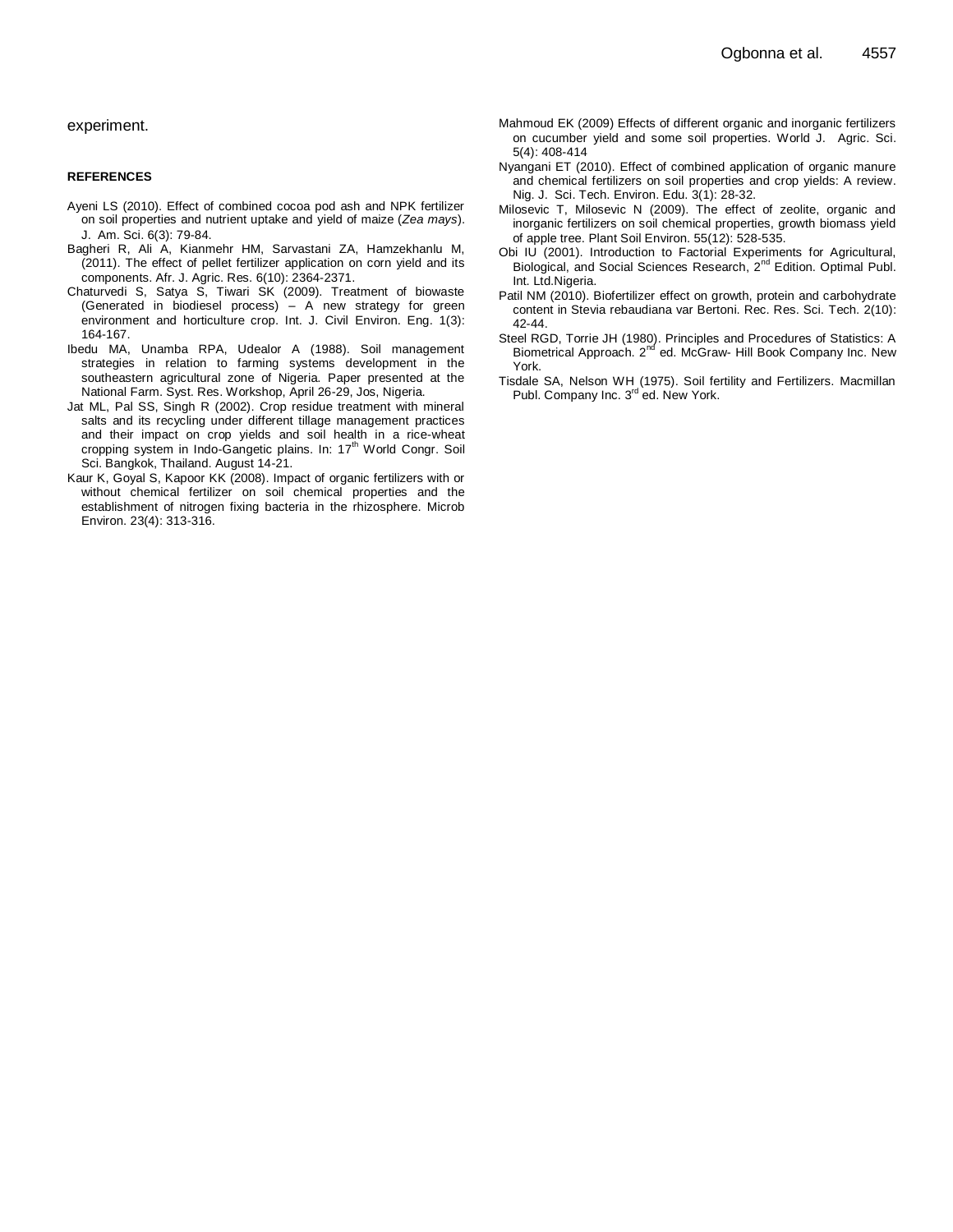experiment.

**REFERENCES**

Ayeni LS (2010). Effect of combined cocoa pod ash and NPK fertilizer on soil properties and nutrient uptake and yield of maize (*Zea mays*). J. Am. Sci. 6(3): 79-84.

Bagheri R, Ali A, Kianmehr HM, Sarvastani ZA, Hamzekhanlu M, (2011). The effect of pellet fertilizer application on corn yield and its components. Afr. J. Agric. Res. 6(10): 2364-2371.

Chaturvedi S, Satya S, Tiwari SK (2009). Treatment of biowaste (Generated in biodiesel process) – A new strategy for green environment and horticulture crop. Int. J. Civil Environ. Eng. 1(3): 164-167.

Ibedu MA, Unamba RPA, Udealor A (1988). Soil management strategies in relation to farming systems development in the southeastern agricultural zone of Nigeria. Paper presented at the National Farm. Syst. Res. Workshop, April 26-29, Jos, Nigeria.

Jat ML, Pal SS, Singh R (2002). Crop residue treatment with mineral salts and its recycling under different tillage management practices and their impact on crop yields and soil health in a rice-wheat cropping system in Indo-Gangetic plains. In: 17th World Congr. Soil Sci. Bangkok, Thailand. August 14-21.

Kaur K, Goyal S, Kapoor KK (2008). Impact of organic fertilizers with or without chemical fertilizer on soil chemical properties and the establishment of nitrogen fixing bacteria in the rhizosphere. Microb Environ. 23(4): 313-316.

Mahmoud EK (2009) Effects of different organic and inorganic fertilizers on cucumber yield and some soil properties. World J. Agric. Sci. 5(4): 408-414

Nyangani ET (2010). Effect of combined application of organic manure and chemical fertilizers on soil properties and crop yields: A review. Nig. J. Sci. Tech. Environ. Edu. 3(1): 28-32.

Milosevic T, Milosevic N (2009). The effect of zeolite, organic and inorganic fertilizers on soil chemical properties, growth biomass yield of apple tree. Plant Soil Environ. 55(12): 528-535.

Obi IU (2001). Introduction to Factorial Experiments for Agricultural, Biological, and Social Sciences Research, 2nd Edition. Optimal Publ. Int. Ltd.Nigeria.

Patil NM (2010). Biofertilizer effect on growth, protein and carbohydrate content in Stevia rebaudiana var Bertoni. Rec. Res. Sci. Tech. 2(10): 42-44.

Steel RGD, Torrie JH (1980). Principles and Procedures of Statistics: A Biometrical Approach. 2nd ed. McGraw- Hill Book Company Inc. New York.

Tisdale SA, Nelson WH (1975). Soil fertility and Fertilizers. Macmillan Publ. Company Inc. 3rd ed. New York.